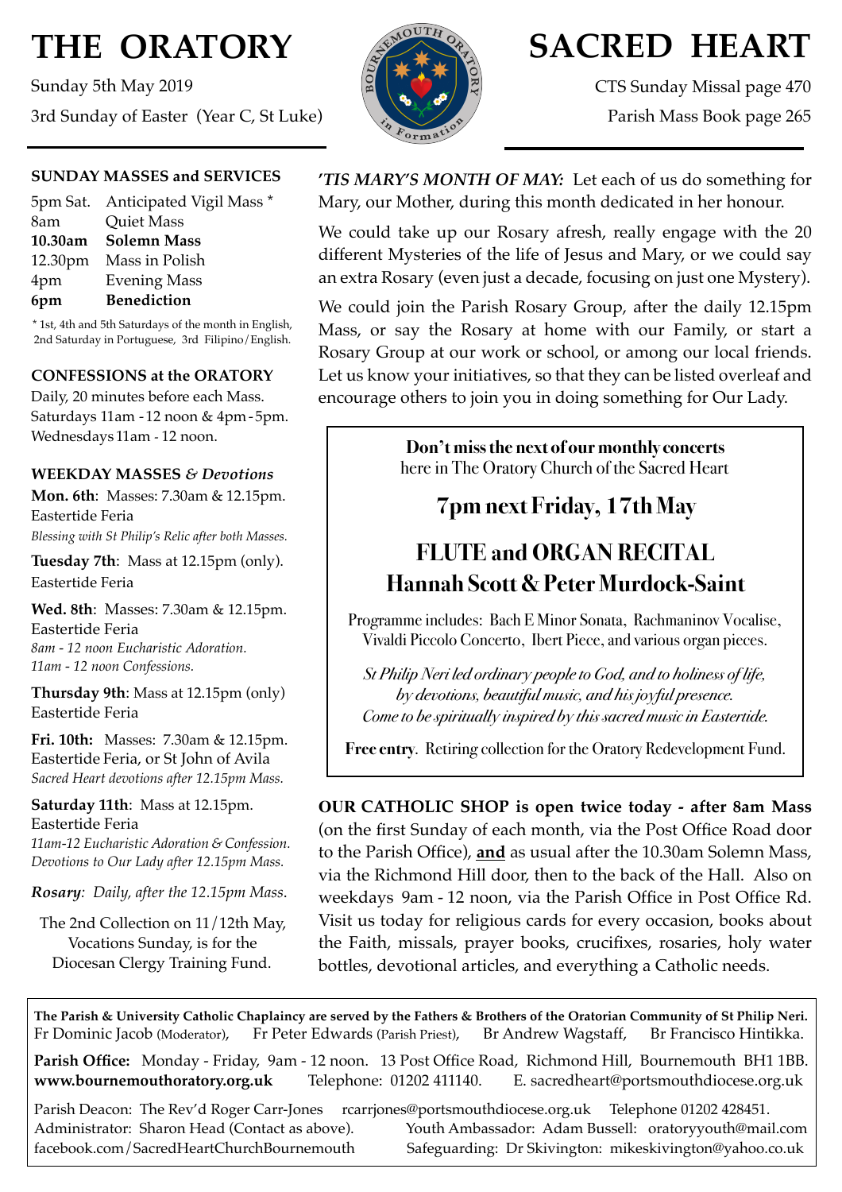# THE ORATORY

Sunday 5th May 2019

3rd Sunday of Easter (Year C, St Luke)

# SACRED HEART

CTS Sunday Missal page 470

Parish Mass Book page 265

### SUNDAY MASSES and SERVICES

| | |
|---|---|
| 5pm Sat. | Anticipated Vigil Mass * |
| 8am | Quiet Mass |
| **10.30am** | **Solemn Mass** |
| 12.30pm | Mass in Polish |
| 4pm | Evening Mass |
| **6pm** | **Benediction** |

* 1st, 4th and 5th Saturdays of the month in English, 2nd Saturday in Portuguese, 3rd Filipino/English.

### CONFESSIONS at the ORATORY

Daily, 20 minutes before each Mass.
Saturdays 11am - 12 noon & 4pm - 5pm.
Wednesdays 11am - 12 noon.

### WEEKDAY MASSES *& Devotions*

**Mon. 6th**: Masses: 7.30am & 12.15pm.
Eastertide Feria
*Blessing with St Philip's Relic after both Masses.*

**Tuesday 7th**: Mass at 12.15pm (only).
Eastertide Feria

**Wed. 8th**: Masses: 7.30am & 12.15pm.
Eastertide Feria
*8am - 12 noon Eucharistic Adoration.*
*11am - 12 noon Confessions.*

**Thursday 9th**: Mass at 12.15pm (only)
Eastertide Feria

**Fri. 10th:** Masses: 7.30am & 12.15pm.
Eastertide Feria, or St John of Avila
*Sacred Heart devotions after 12.15pm Mass.*

**Saturday 11th**: Mass at 12.15pm.
Eastertide Feria
*11am-12 Eucharistic Adoration & Confession.*
*Devotions to Our Lady after 12.15pm Mass.*

***Rosary**: Daily, after the 12.15pm Mass.*

The 2nd Collection on 11/12th May, Vocations Sunday, is for the Diocesan Clergy Training Fund.

***'TIS MARY'S MONTH OF MAY:*** Let each of us do something for Mary, our Mother, during this month dedicated in her honour.

We could take up our Rosary afresh, really engage with the 20 different Mysteries of the life of Jesus and Mary, or we could say an extra Rosary (even just a decade, focusing on just one Mystery).

We could join the Parish Rosary Group, after the daily 12.15pm Mass, or say the Rosary at home with our Family, or start a Rosary Group at our work or school, or among our local friends. Let us know your initiatives, so that they can be listed overleaf and encourage others to join you in doing something for Our Lady.

**Don't miss the next of our monthly concerts**
here in The Oratory Church of the Sacred Heart

## 7pm next Friday, 17th May

## FLUTE and ORGAN RECITAL
## Hannah Scott & Peter Murdock-Saint

Programme includes: Bach E Minor Sonata, Rachmaninov Vocalise, Vivaldi Piccolo Concerto, Ibert Piece, and various organ pieces.

*St Philip Neri led ordinary people to God, and to holiness of life, by devotions, beautiful music, and his joyful presence. Come to be spiritually inspired by this sacred music in Eastertide.*

**Free entry**. Retiring collection for the Oratory Redevelopment Fund.

**OUR CATHOLIC SHOP is open twice today - after 8am Mass** (on the first Sunday of each month, via the Post Office Road door to the Parish Office), **and** as usual after the 10.30am Solemn Mass, via the Richmond Hill door, then to the back of the Hall. Also on weekdays 9am - 12 noon, via the Parish Office in Post Office Rd. Visit us today for religious cards for every occasion, books about the Faith, missals, prayer books, crucifixes, rosaries, holy water bottles, devotional articles, and everything a Catholic needs.

**The Parish & University Catholic Chaplaincy are served by the Fathers & Brothers of the Oratorian Community of St Philip Neri.**
Fr Dominic Jacob (Moderator), Fr Peter Edwards (Parish Priest), Br Andrew Wagstaff, Br Francisco Hintikka.

**Parish Office:** Monday - Friday, 9am - 12 noon. 13 Post Office Road, Richmond Hill, Bournemouth BH1 1BB.
**www.bournemouthoratory.org.uk** Telephone: 01202 411140. E. sacredheart@portsmouthdiocese.org.uk

Parish Deacon: The Rev'd Roger Carr-Jones rcarrjones@portsmouthdiocese.org.uk Telephone 01202 428451.
Administrator: Sharon Head (Contact as above). Youth Ambassador: Adam Bussell: oratoryyouth@mail.com
facebook.com/SacredHeartChurchBournemouth Safeguarding: Dr Skivington: mikeskivington@yahoo.co.uk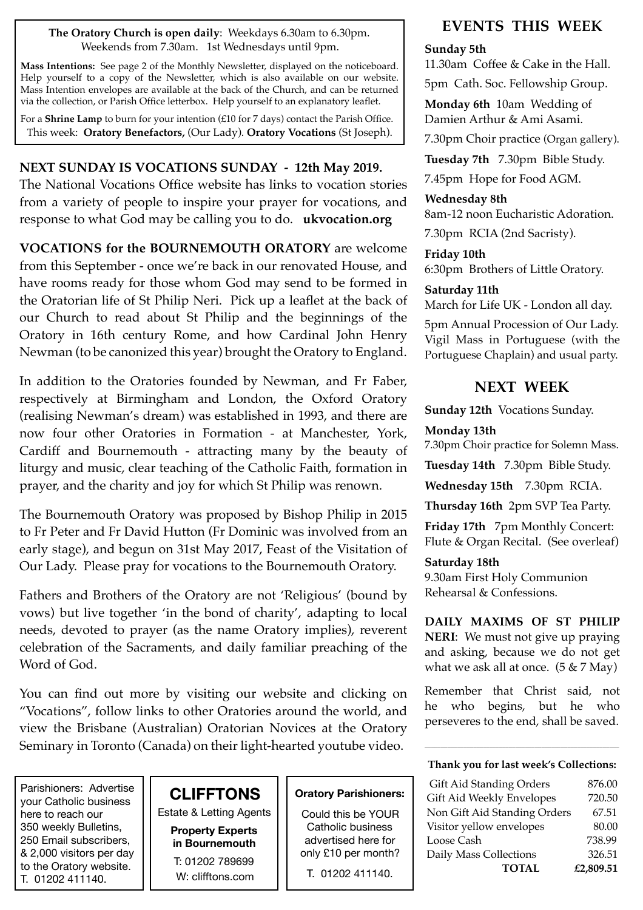**The Oratory Church is open daily**: Weekdays 6.30am to 6.30pm. Weekends from 7.30am. 1st Wednesdays until 9pm.

**Mass Intentions:** See page 2 of the Monthly Newsletter, displayed on the noticeboard. Help yourself to a copy of the Newsletter, which is also available on our website. Mass Intention envelopes are available at the back of the Church, and can be returned via the collection, or Parish Office letterbox. Help yourself to an explanatory leaflet.

For a **Shrine Lamp** to burn for your intention (£10 for 7 days) contact the Parish Office. This week: **Oratory Benefactors,** (Our Lady). **Oratory Vocations** (St Joseph).

**NEXT SUNDAY IS VOCATIONS SUNDAY - 12th May 2019.**
The National Vocations Office website has links to vocation stories from a variety of people to inspire your prayer for vocations, and response to what God may be calling you to do. **ukvocation.org**

**VOCATIONS for the BOURNEMOUTH ORATORY** are welcome from this September - once we're back in our renovated House, and have rooms ready for those whom God may send to be formed in the Oratorian life of St Philip Neri. Pick up a leaflet at the back of our Church to read about St Philip and the beginnings of the Oratory in 16th century Rome, and how Cardinal John Henry Newman (to be canonized this year) brought the Oratory to England.

In addition to the Oratories founded by Newman, and Fr Faber, respectively at Birmingham and London, the Oxford Oratory (realising Newman's dream) was established in 1993, and there are now four other Oratories in Formation - at Manchester, York, Cardiff and Bournemouth - attracting many by the beauty of liturgy and music, clear teaching of the Catholic Faith, formation in prayer, and the charity and joy for which St Philip was renown.

The Bournemouth Oratory was proposed by Bishop Philip in 2015 to Fr Peter and Fr David Hutton (Fr Dominic was involved from an early stage), and begun on 31st May 2017, Feast of the Visitation of Our Lady. Please pray for vocations to the Bournemouth Oratory.

Fathers and Brothers of the Oratory are not 'Religious' (bound by vows) but live together 'in the bond of charity', adapting to local needs, devoted to prayer (as the name Oratory implies), reverent celebration of the Sacraments, and daily familiar preaching of the Word of God.

You can find out more by visiting our website and clicking on "Vocations", follow links to other Oratories around the world, and view the Brisbane (Australian) Oratorian Novices at the Oratory Seminary in Toronto (Canada) on their light-hearted youtube video.

Parishioners: Advertise your Catholic business here to reach our 350 weekly Bulletins, 250 Email subscribers, & 2,000 visitors per day to the Oratory website. T. 01202 411140.

**CLIFFTONS**
Estate & Letting Agents
**Property Experts in Bournemouth**
T: 01202 789699
W: clifftons.com

**Oratory Parishioners:**
Could this be YOUR Catholic business advertised here for only £10 per month?
T. 01202 411140.

## EVENTS THIS WEEK

**Sunday 5th**
11.30am Coffee & Cake in the Hall.
5pm Cath. Soc. Fellowship Group.

**Monday 6th** 10am Wedding of Damien Arthur & Ami Asami.
7.30pm Choir practice (Organ gallery).

**Tuesday 7th** 7.30pm Bible Study.
7.45pm Hope for Food AGM.

**Wednesday 8th**
8am-12 noon Eucharistic Adoration.
7.30pm RCIA (2nd Sacristy).

**Friday 10th**
6:30pm Brothers of Little Oratory.

**Saturday 11th**
March for Life UK - London all day.
5pm Annual Procession of Our Lady. Vigil Mass in Portuguese (with the Portuguese Chaplain) and usual party.

## NEXT WEEK

**Sunday 12th** Vocations Sunday.

**Monday 13th**
7.30pm Choir practice for Solemn Mass.

**Tuesday 14th** 7.30pm Bible Study.

**Wednesday 15th** 7.30pm RCIA.

**Thursday 16th** 2pm SVP Tea Party.

**Friday 17th** 7pm Monthly Concert: Flute & Organ Recital. (See overleaf)

**Saturday 18th**
9.30am First Holy Communion Rehearsal & Confessions.

**DAILY MAXIMS OF ST PHILIP NERI**: We must not give up praying and asking, because we do not get what we ask all at once. (5 & 7 May)

Remember that Christ said, not he who begins, but he who perseveres to the end, shall be saved.

**Thank you for last week's Collections:**

| | |
|---|---|
| Gift Aid Standing Orders | 876.00 |
| Gift Aid Weekly Envelopes | 720.50 |
| Non Gift Aid Standing Orders | 67.51 |
| Visitor yellow envelopes | 80.00 |
| Loose Cash | 738.99 |
| Daily Mass Collections | 326.51 |
| **TOTAL** | **£2,809.51** |